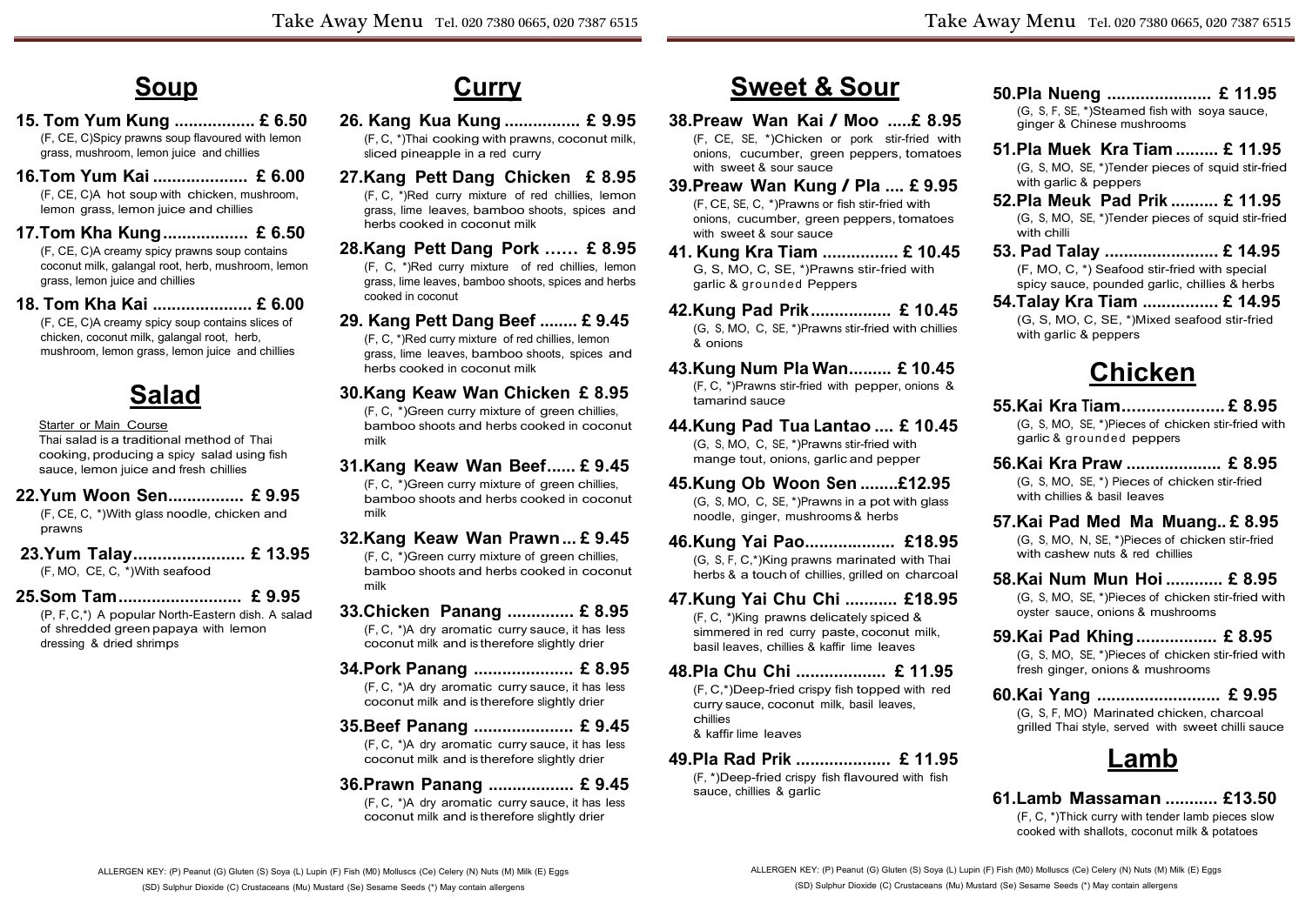## Soup

**15. Tom Yum Kung ................. £ 6.50**
(F, CE, C)Spicy prawns soup flavoured with lemon grass, mushroom, lemon juice and chillies

**16.Tom Yum Kai .................... £ 6.00**
(F, CE, C)A hot soup with chicken, mushroom, lemon grass, lemon juice and chillies

**17.Tom Kha Kung.................. £ 6.50**
(F, CE, C)A creamy spicy prawns soup contains coconut milk, galangal root, herb, mushroom, lemon grass, lemon juice and chillies

**18. Tom Kha Kai .................... £ 6.00**
(F, CE, C)A creamy spicy soup contains slices of chicken, coconut milk, galangal root, herb, mushroom, lemon grass, lemon juice and chillies

## Salad

Starter or Main Course

Thai salad is a traditional method of Thai cooking, producing a spicy salad using fish sauce, lemon juice and fresh chillies

**22.Yum Woon Sen................ £ 9.95**
(F, CE, C, *)With glass noodle, chicken and prawns

**23.Yum Talay....................... £ 13.95**
(F, MO, CE, C, *)With seafood

**25.Som Tam.......................... £ 9.95**
(P, F, C,*) A popular North-Eastern dish. A salad of shredded green papaya with lemon dressing & dried shrimps

## Curry

**26. Kang Kua Kung ................ £ 9.95**
(F, C, *)Thai cooking with prawns, coconut milk, sliced pineapple in a red curry

**27.Kang Pett Dang Chicken £ 8.95**
(F, C, *)Red curry mixture of red chillies, lemon grass, lime leaves, bamboo shoots, spices and herbs cooked in coconut milk

**28.Kang Pett Dang Pork …… £ 8.95**
(F, C, *)Red curry mixture of red chillies, lemon grass, lime leaves, bamboo shoots, spices and herbs cooked in coconut

**29. Kang Pett Dang Beef ........ £ 9.45**
(F, C, *)Red curry mixture of red chillies, lemon grass, lime leaves, bamboo shoots, spices and herbs cooked in coconut milk

**30.Kang Keaw Wan Chicken £ 8.95**
(F, C, *)Green curry mixture of green chillies, bamboo shoots and herbs cooked in coconut milk

**31.Kang Keaw Wan Beef...... £ 9.45**
(F, C, *)Green curry mixture of green chillies, bamboo shoots and herbs cooked in coconut milk

**32.Kang Keaw Wan Prawn... £ 9.45**
(F, C, *)Green curry mixture of green chillies, bamboo shoots and herbs cooked in coconut milk

**33.Chicken Panang .............. £ 8.95**
(F, C, *)A dry aromatic curry sauce, it has less coconut milk and is therefore slightly drier

**34.Pork Panang ..................... £ 8.95**
(F, C, *)A dry aromatic curry sauce, it has less coconut milk and is therefore slightly drier

**35.Beef Panang ..................... £ 9.45**
(F, C, *)A dry aromatic curry sauce, it has less coconut milk and is therefore slightly drier

**36.Prawn Panang .................. £ 9.45**
(F, C, *)A dry aromatic curry sauce, it has less coconut milk and is therefore slightly drier

ALLERGEN KEY: (P) Peanut (G) Gluten (S) Soya (L) Lupin (F) Fish (M0) Molluscs (Ce) Celery (N) Nuts (M) Milk (E) Eggs (SD) Sulphur Dioxide (C) Crustaceans (Mu) Mustard (Se) Sesame Seeds (*) May contain allergens

## Sweet & Sour

**38.Preaw Wan Kai / Moo .....£ 8.95**
(F, CE, SE, *)Chicken or pork stir-fried with onions, cucumber, green peppers, tomatoes with sweet & sour sauce

**39.Preaw Wan Kung / Pla .... £ 9.95**
(F, CE, SE, C, *)Prawns or fish stir-fried with onions, cucumber, green peppers, tomatoes with sweet & sour sauce

**41. Kung Kra Tiam ................ £ 10.45**
G, S, MO, C, SE, *)Prawns stir-fried with garlic & grounded Peppers

**42.Kung Pad Prik................. £ 10.45**
(G, S, MO, C, SE, *)Prawns stir-fried with chillies & onions

**43.Kung Num Pla Wan......... £ 10.45**
(F, C, *)Prawns stir-fried with pepper, onions & tamarind sauce

**44.Kung Pad Tua Lantao .... £ 10.45**
(G, S, MO, C, SE, *)Prawns stir-fried with mange tout, onions, garlic and pepper

**45.Kung Ob Woon Sen ........£12.95**
(G, S, MO, C, SE, *)Prawns in a pot with glass noodle, ginger, mushrooms & herbs

**46.Kung Yai Pao................... £18.95**
(G, S, F, C,*)King prawns marinated with Thai herbs & a touch of chillies, grilled on charcoal

**47.Kung Yai Chu Chi ........... £18.95**
(F, C, *)King prawns delicately spiced & simmered in red curry paste, coconut milk, basil leaves, chillies & kaffir lime leaves

**48.Pla Chu Chi .................. £ 11.95**
(F, C,*)Deep-fried crispy fish topped with red curry sauce, coconut milk, basil leaves, chillies & kaffir lime leaves

**49.Pla Rad Prik .................... £ 11.95**
(F, *)Deep-fried crispy fish flavoured with fish sauce, chillies & garlic

**50.Pla Nueng ...................... £ 11.95**
(G, S, F, SE, *)Steamed fish with soya sauce, ginger & Chinese mushrooms

**51.Pla Muek Kra Tiam ......... £ 11.95**
(G, S, MO, SE, *)Tender pieces of squid stir-fried with garlic & peppers

**52.Pla Meuk Pad Prik .......... £ 11.95**
(G, S, MO, SE, *)Tender pieces of squid stir-fried with chilli

**53. Pad Talay ........................ £ 14.95**
(F, MO, C, *) Seafood stir-fried with special spicy sauce, pounded garlic, chillies & herbs

**54.Talay Kra Tiam ................ £ 14.95**
(G, S, MO, C, SE, *)Mixed seafood stir-fried with garlic & peppers

## Chicken

**55.Kai Kra Tiam..................... £ 8.95**
(G, S, MO, SE, *)Pieces of chicken stir-fried with garlic & grounded peppers

**56.Kai Kra Praw .................... £ 8.95**
(G, S, MO, SE, *) Pieces of chicken stir-fried with chillies & basil leaves

**57.Kai Pad Med Ma Muang.. £ 8.95**
(G, S, MO, N, SE, *)Pieces of chicken stir-fried with cashew nuts & red chillies

**58.Kai Num Mun Hoi ............ £ 8.95**
(G, S, MO, SE, *)Pieces of chicken stir-fried with oyster sauce, onions & mushrooms

**59.Kai Pad Khing ................. £ 8.95**
(G, S, MO, SE, *)Pieces of chicken stir-fried with fresh ginger, onions & mushrooms

**60.Kai Yang .......................... £ 9.95**
(G, S, F, MO) Marinated chicken, charcoal grilled Thai style, served with sweet chilli sauce

## Lamb

**61.Lamb Massaman ........... £13.50**
(F, C, *)Thick curry with tender lamb pieces slow cooked with shallots, coconut milk & potatoes

ALLERGEN KEY: (P) Peanut (G) Gluten (S) Soya (L) Lupin (F) Fish (M0) Molluscs (Ce) Celery (N) Nuts (M) Milk (E) Eggs (SD) Sulphur Dioxide (C) Crustaceans (Mu) Mustard (Se) Sesame Seeds (*) May contain allergens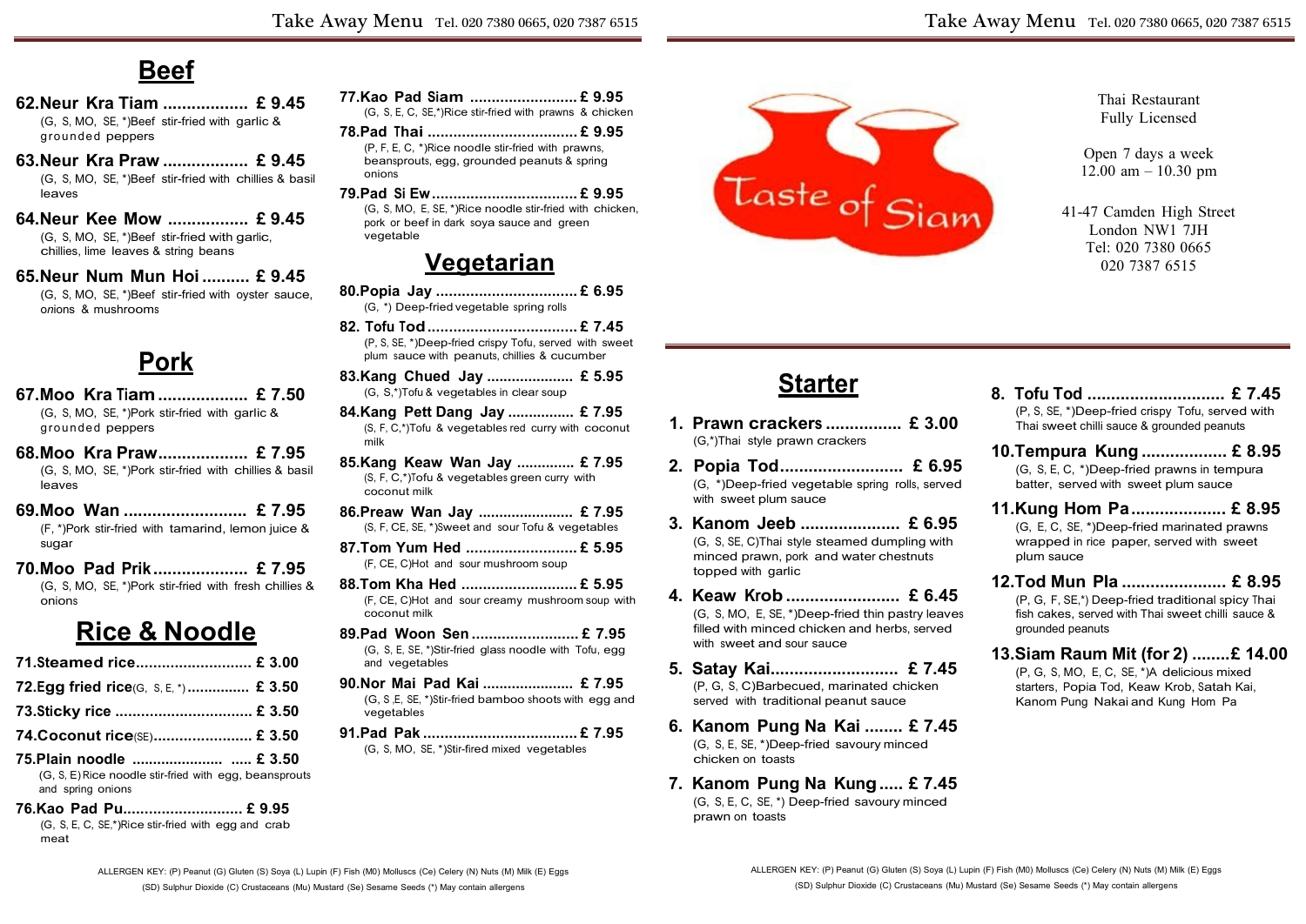## Beef

**62.Neur Kra Tiam .................. £ 9.45**
(G, S, MO, SE, *)Beef stir-fried with garlic & grounded peppers

**63.Neur Kra Praw .................. £ 9.45**
(G, S, MO, SE, *)Beef stir-fried with chillies & basil leaves

**64.Neur Kee Mow ................. £ 9.45**
(G, S, MO, SE, *)Beef stir-fried with garlic, chillies, lime leaves & string beans

**65.Neur Num Mun Hoi .......... £ 9.45**
(G, S, MO, SE, *)Beef stir-fried with oyster sauce, onions & mushrooms

## Pork

**67.Moo Kra Tiam ................... £ 7.50**
(G, S, MO, SE, *)Pork stir-fried with garlic & grounded peppers

**68.Moo Kra Praw................... £ 7.95**
(G, S, MO, SE, *)Pork stir-fried with chillies & basil leaves

**69.Moo Wan .......................... £ 7.95**
(F, *)Pork stir-fried with tamarind, lemon juice & sugar

**70.Moo Pad Prik.................... £ 7.95**
(G, S, MO, SE, *)Pork stir-fried with fresh chillies & onions

## Rice & Noodle

**71.Steamed rice........................... £ 3.00**

**72.Egg fried rice**(G, S, E, *)**............... £ 3.50**

**73.Sticky rice ................................ £ 3.50**

**74.Coconut rice**(SE)**....................... £ 3.50**

**75.Plain noodle ...................... ..... £ 3.50**
(G, S, E) Rice noodle stir-fried with egg, beansprouts and spring onions

**76.Kao Pad Pu............................ £ 9.95**
(G, S, E, C, SE,*)Rice stir-fried with egg and crab meat

**77.Kao Pad Siam ......................... £ 9.95**
(G, S, E, C, SE,*)Rice stir-fried with prawns & chicken

**78.Pad Thai ................................... £ 9.95**
(P, F, E, C, *)Rice noodle stir-fried with prawns, beansprouts, egg, grounded peanuts & spring onions

**79.Pad Si Ew.................................. £ 9.95**
(G, S, MO, E, SE, *)Rice noodle stir-fried with chicken, pork or beef in dark soya sauce and green vegetable

## Vegetarian

**80.Popia Jay ................................. £ 6.95**
(G, *) Deep-fried vegetable spring rolls

**82. Tofu Tod................................... £ 7.45**
(P, S, SE, *)Deep-fried crispy Tofu, served with sweet plum sauce with peanuts, chillies & cucumber

**83.Kang Chued Jay ..................... £ 5.95**
(G, S,*)Tofu & vegetables in clear soup

**84.Kang Pett Dang Jay ................ £ 7.95**
(S, F, C,*)Tofu & vegetables red curry with coconut milk

**85.Kang Keaw Wan Jay .............. £ 7.95**
(S, F, C,*)Tofu & vegetables green curry with coconut milk

**86.Preaw Wan Jay ....................... £ 7.95**
(S, F, CE, SE, *)Sweet and sour Tofu & vegetables

**87.Tom Yum Hed .......................... £ 5.95**
(F, CE, C)Hot and sour mushroom soup

**88.Tom Kha Hed ........................... £ 5.95**
(F, CE, C)Hot and sour creamy mushroom soup with coconut milk

**89.Pad Woon Sen ......................... £ 7.95**
(G, S, E, SE, *)Stir-fried glass noodle with Tofu, egg and vegetables

**90.Nor Mai Pad Kai ...................... £ 7.95**
(G, S ,E, SE, *)Stir-fried bamboo shoots with egg and vegetables

**91.Pad Pak .................................... £ 7.95**
(G, S, MO, SE, *)Stir-fired mixed vegetables

ALLERGEN KEY: (P) Peanut (G) Gluten (S) Soya (L) Lupin (F) Fish (M0) Molluscs (Ce) Celery (N) Nuts (M) Milk (E) Eggs (SD) Sulphur Dioxide (C) Crustaceans (Mu) Mustard (Se) Sesame Seeds (*) May contain allergens

# Taste of Siam

Thai Restaurant
Fully Licensed

Open 7 days a week
12.00 am – 10.30 pm

41-47 Camden High Street
London NW1 7JH
Tel: 020 7380 0665
020 7387 6515

## Starter

**1. Prawn crackers ................ £ 3.00**
(G,*)Thai style prawn crackers

**2. Popia Tod.......................... £ 6.95**
(G, *)Deep-fried vegetable spring rolls, served with sweet plum sauce

**3. Kanom Jeeb ..................... £ 6.95**
(G, S, SE, C)Thai style steamed dumpling with minced prawn, pork and water chestnuts topped with garlic

**4. Keaw Krob ........................ £ 6.45**
(G, S, MO, E, SE, *)Deep-fried thin pastry leaves filled with minced chicken and herbs, served with sweet and sour sauce

**5. Satay Kai........................... £ 7.45**
(P, G, S, C)Barbecued, marinated chicken served with traditional peanut sauce

**6. Kanom Pung Na Kai ........ £ 7.45**
(G, S, E, SE, *)Deep-fried savoury minced chicken on toasts

**7. Kanom Pung Na Kung..... £ 7.45**
(G, S, E, C, SE, *) Deep-fried savoury minced prawn on toasts

**8. Tofu Tod ............................. £ 7.45**
(P, S, SE, *)Deep-fried crispy Tofu, served with Thai sweet chilli sauce & grounded peanuts

**10.Tempura Kung .................. £ 8.95**
(G, S, E, C, *)Deep-fried prawns in tempura batter, served with sweet plum sauce

**11.Kung Hom Pa.................... £ 8.95**
(G, E, C, SE, *)Deep-fried marinated prawns wrapped in rice paper, served with sweet plum sauce

**12.Tod Mun Pla ...................... £ 8.95**
(P, G, F, SE,*) Deep-fried traditional spicy Thai fish cakes, served with Thai sweet chilli sauce & grounded peanuts

**13.Siam Raum Mit (for 2) ........£ 14.00**
(P, G, S, MO, E, C, SE, *)A delicious mixed starters, Popia Tod, Keaw Krob, Satah Kai, Kanom Pung Nakai and Kung Hom Pa

ALLERGEN KEY: (P) Peanut (G) Gluten (S) Soya (L) Lupin (F) Fish (M0) Molluscs (Ce) Celery (N) Nuts (M) Milk (E) Eggs (SD) Sulphur Dioxide (C) Crustaceans (Mu) Mustard (Se) Sesame Seeds (*) May contain allergens